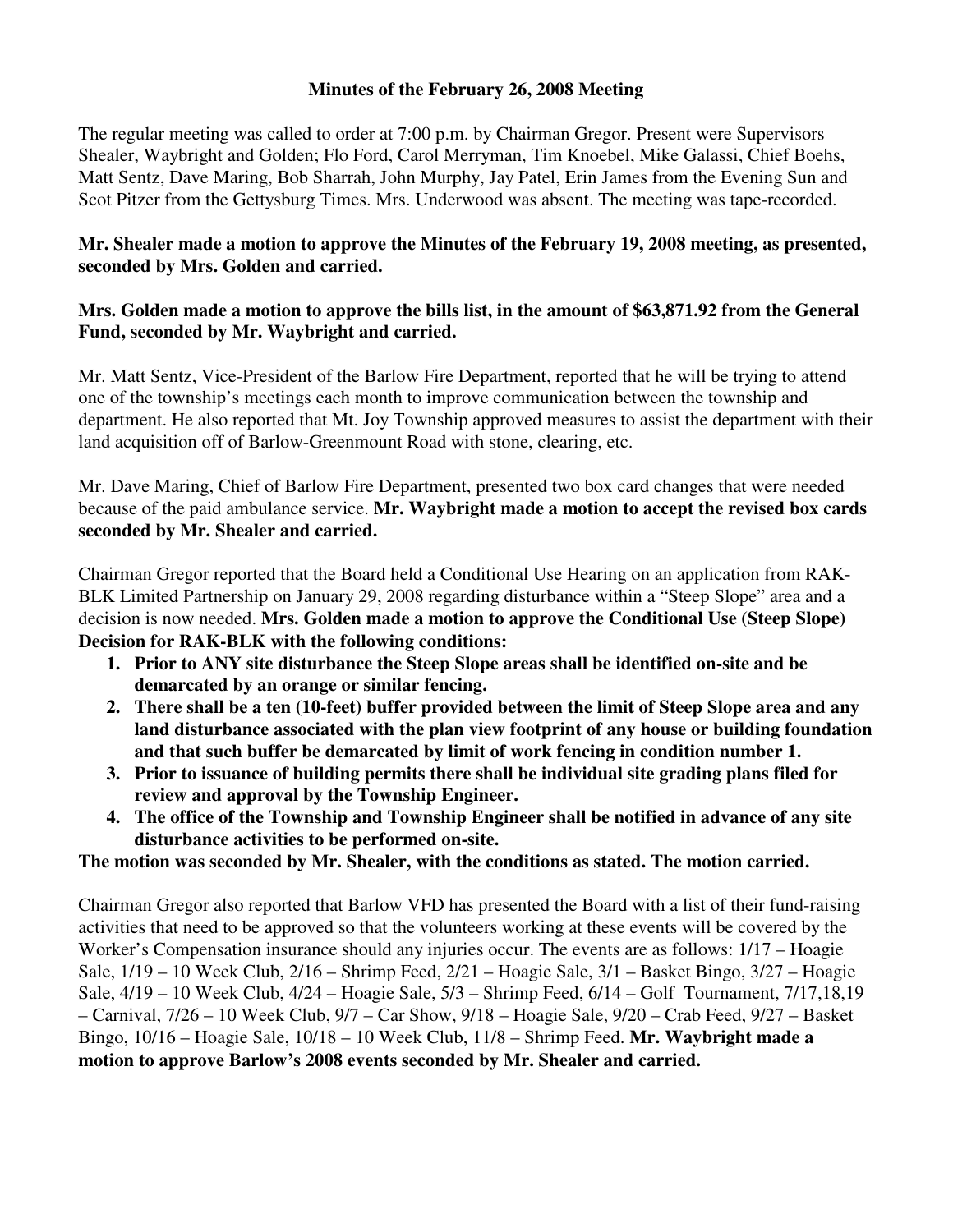**Minutes of the February 26, 2008 Meeting**

The regular meeting was called to order at 7:00 p.m. by Chairman Gregor. Present were Supervisors Shealer, Waybright and Golden; Flo Ford, Carol Merryman, Tim Knoebel, Mike Galassi, Chief Boehs, Matt Sentz, Dave Maring, Bob Sharrah, John Murphy, Jay Patel, Erin James from the Evening Sun and Scot Pitzer from the Gettysburg Times. Mrs. Underwood was absent. The meeting was tape-recorded.

**Mr. Shealer made a motion to approve the Minutes of the February 19, 2008 meeting, as presented, seconded by Mrs. Golden and carried.**

**Mrs. Golden made a motion to approve the bills list, in the amount of $63,871.92 from the General Fund, seconded by Mr. Waybright and carried.**

Mr. Matt Sentz, Vice-President of the Barlow Fire Department, reported that he will be trying to attend one of the township's meetings each month to improve communication between the township and department. He also reported that Mt. Joy Township approved measures to assist the department with their land acquisition off of Barlow-Greenmount Road with stone, clearing, etc.

Mr. Dave Maring, Chief of Barlow Fire Department, presented two box card changes that were needed because of the paid ambulance service. **Mr. Waybright made a motion to accept the revised box cards seconded by Mr. Shealer and carried.**

Chairman Gregor reported that the Board held a Conditional Use Hearing on an application from RAK-BLK Limited Partnership on January 29, 2008 regarding disturbance within a "Steep Slope" area and a decision is now needed. **Mrs. Golden made a motion to approve the Conditional Use (Steep Slope) Decision for RAK-BLK with the following conditions:**

1. **Prior to ANY site disturbance the Steep Slope areas shall be identified on-site and be demarcated by an orange or similar fencing.**
2. **There shall be a ten (10-feet) buffer provided between the limit of Steep Slope area and any land disturbance associated with the plan view footprint of any house or building foundation and that such buffer be demarcated by limit of work fencing in condition number 1.**
3. **Prior to issuance of building permits there shall be individual site grading plans filed for review and approval by the Township Engineer.**
4. **The office of the Township and Township Engineer shall be notified in advance of any site disturbance activities to be performed on-site.**

**The motion was seconded by Mr. Shealer, with the conditions as stated. The motion carried.**

Chairman Gregor also reported that Barlow VFD has presented the Board with a list of their fund-raising activities that need to be approved so that the volunteers working at these events will be covered by the Worker's Compensation insurance should any injuries occur. The events are as follows: 1/17 – Hoagie Sale, 1/19 – 10 Week Club, 2/16 – Shrimp Feed, 2/21 – Hoagie Sale, 3/1 – Basket Bingo, 3/27 – Hoagie Sale, 4/19 – 10 Week Club, 4/24 – Hoagie Sale, 5/3 – Shrimp Feed, 6/14 – Golf Tournament, 7/17,18,19 – Carnival, 7/26 – 10 Week Club, 9/7 – Car Show, 9/18 – Hoagie Sale, 9/20 – Crab Feed, 9/27 – Basket Bingo, 10/16 – Hoagie Sale, 10/18 – 10 Week Club, 11/8 – Shrimp Feed. **Mr. Waybright made a motion to approve Barlow's 2008 events seconded by Mr. Shealer and carried.**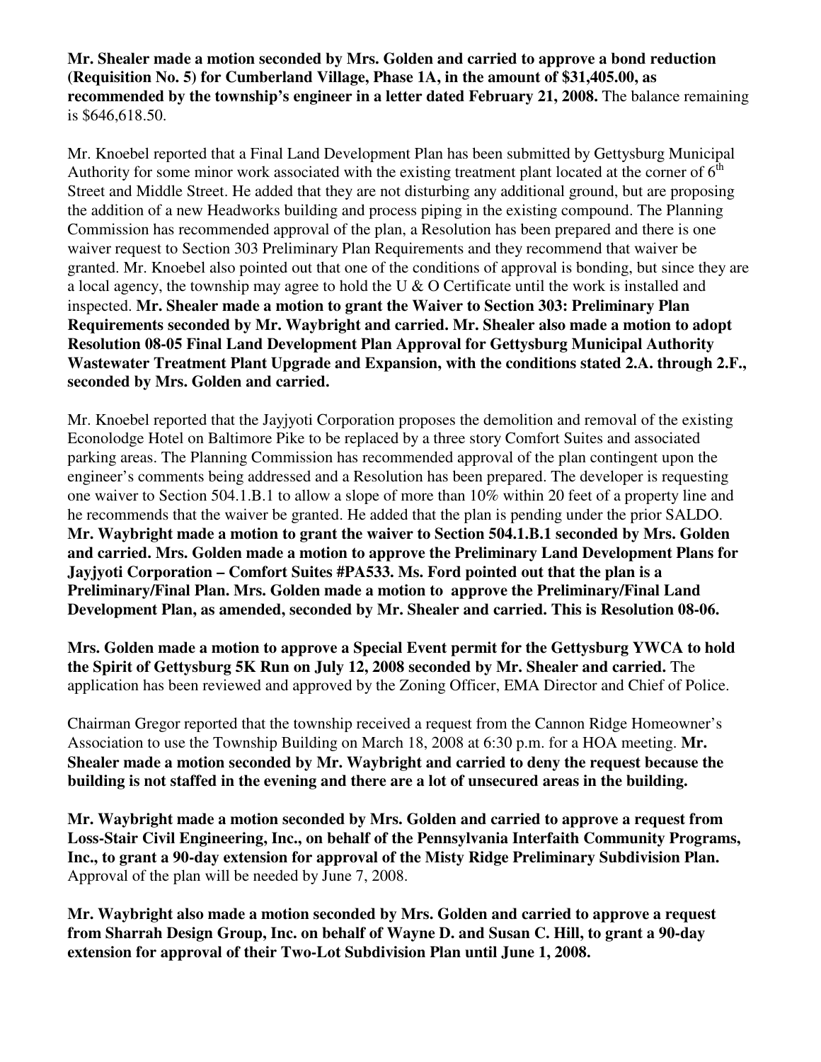**Mr. Shealer made a motion seconded by Mrs. Golden and carried to approve a bond reduction (Requisition No. 5) for Cumberland Village, Phase 1A, in the amount of $31,405.00, as recommended by the township's engineer in a letter dated February 21, 2008.** The balance remaining is $646,618.50.

Mr. Knoebel reported that a Final Land Development Plan has been submitted by Gettysburg Municipal Authority for some minor work associated with the existing treatment plant located at the corner of 6th Street and Middle Street. He added that they are not disturbing any additional ground, but are proposing the addition of a new Headworks building and process piping in the existing compound. The Planning Commission has recommended approval of the plan, a Resolution has been prepared and there is one waiver request to Section 303 Preliminary Plan Requirements and they recommend that waiver be granted. Mr. Knoebel also pointed out that one of the conditions of approval is bonding, but since they are a local agency, the township may agree to hold the U & O Certificate until the work is installed and inspected. **Mr. Shealer made a motion to grant the Waiver to Section 303: Preliminary Plan Requirements seconded by Mr. Waybright and carried. Mr. Shealer also made a motion to adopt Resolution 08-05 Final Land Development Plan Approval for Gettysburg Municipal Authority Wastewater Treatment Plant Upgrade and Expansion, with the conditions stated 2.A. through 2.F., seconded by Mrs. Golden and carried.**

Mr. Knoebel reported that the Jayjyoti Corporation proposes the demolition and removal of the existing Econolodge Hotel on Baltimore Pike to be replaced by a three story Comfort Suites and associated parking areas. The Planning Commission has recommended approval of the plan contingent upon the engineer's comments being addressed and a Resolution has been prepared. The developer is requesting one waiver to Section 504.1.B.1 to allow a slope of more than 10% within 20 feet of a property line and he recommends that the waiver be granted. He added that the plan is pending under the prior SALDO. **Mr. Waybright made a motion to grant the waiver to Section 504.1.B.1 seconded by Mrs. Golden and carried. Mrs. Golden made a motion to approve the Preliminary Land Development Plans for Jayjyoti Corporation – Comfort Suites #PA533. Ms. Ford pointed out that the plan is a Preliminary/Final Plan. Mrs. Golden made a motion to approve the Preliminary/Final Land Development Plan, as amended, seconded by Mr. Shealer and carried. This is Resolution 08-06.**

**Mrs. Golden made a motion to approve a Special Event permit for the Gettysburg YWCA to hold the Spirit of Gettysburg 5K Run on July 12, 2008 seconded by Mr. Shealer and carried.** The application has been reviewed and approved by the Zoning Officer, EMA Director and Chief of Police.

Chairman Gregor reported that the township received a request from the Cannon Ridge Homeowner's Association to use the Township Building on March 18, 2008 at 6:30 p.m. for a HOA meeting. **Mr. Shealer made a motion seconded by Mr. Waybright and carried to deny the request because the building is not staffed in the evening and there are a lot of unsecured areas in the building.**

**Mr. Waybright made a motion seconded by Mrs. Golden and carried to approve a request from Loss-Stair Civil Engineering, Inc., on behalf of the Pennsylvania Interfaith Community Programs, Inc., to grant a 90-day extension for approval of the Misty Ridge Preliminary Subdivision Plan.** Approval of the plan will be needed by June 7, 2008.

**Mr. Waybright also made a motion seconded by Mrs. Golden and carried to approve a request from Sharrah Design Group, Inc. on behalf of Wayne D. and Susan C. Hill, to grant a 90-day extension for approval of their Two-Lot Subdivision Plan until June 1, 2008.**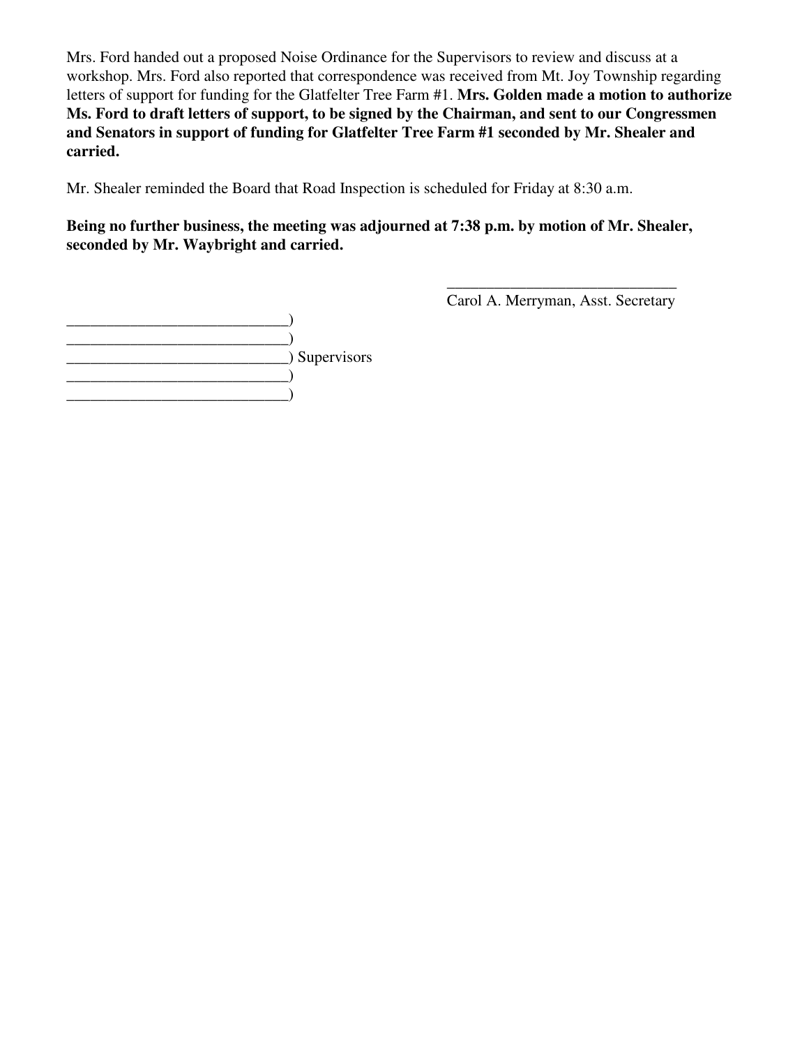Mrs. Ford handed out a proposed Noise Ordinance for the Supervisors to review and discuss at a workshop. Mrs. Ford also reported that correspondence was received from Mt. Joy Township regarding letters of support for funding for the Glatfelter Tree Farm #1. **Mrs. Golden made a motion to authorize Ms. Ford to draft letters of support, to be signed by the Chairman, and sent to our Congressmen and Senators in support of funding for Glatfelter Tree Farm #1 seconded by Mr. Shealer and carried.**

Mr. Shealer reminded the Board that Road Inspection is scheduled for Friday at 8:30 a.m.

**Being no further business, the meeting was adjourned at 7:38 p.m. by motion of Mr. Shealer, seconded by Mr. Waybright and carried.**

_____________________________
Carol A. Merryman, Asst. Secretary

_____________________________)
_____________________________)
_____________________________) Supervisors
_____________________________)
_____________________________)